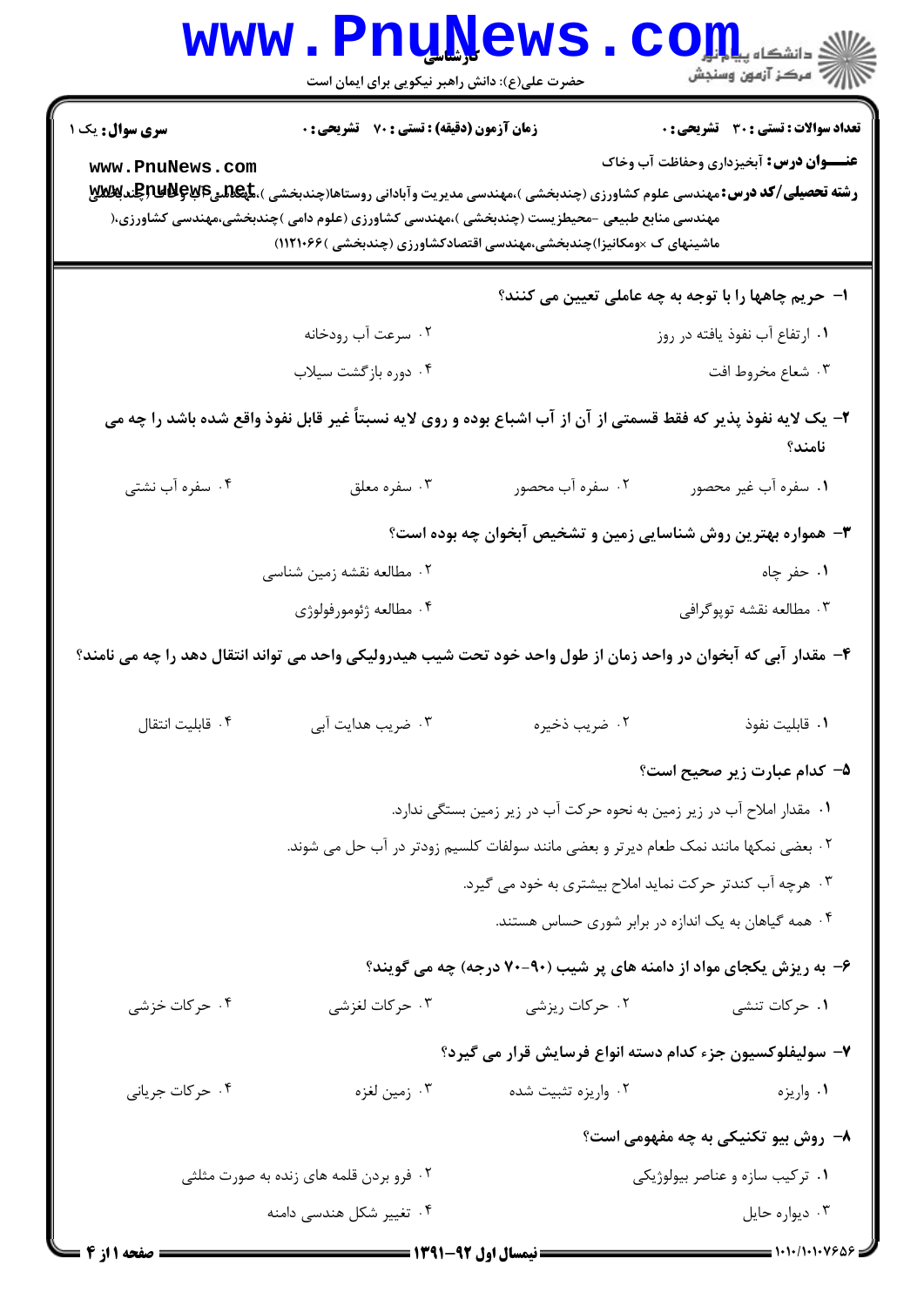حضرت علی(ع): دانش راهبر نیکویی برای ایمان است

**سری سوال:** یک ۱

**زمان آزمون (دقیقه) : تستی : ۷۰ تشریحی : ۰**

**تعداد سوالات : تستی : ۳۰ تشریحی : ۰**

**عنـــوان درس:** آبخیزداری وحفاظت آب وخاک

**رشته تحصیلی/کد درس:** مهندسی علوم کشاورزی (چندبخشی )،مهندسی مدیریت وآبادانی روستاها(چندبخشی )،مهندسی آب وخاک (چندبخشی) مهندسی منابع طبیعی -محیطزیست (چندبخشی )،مهندسی کشاورزی (علوم دامی )چندبخشی،مهندسی کشاورزی،( ماشینهای ک ×ومکانیزا)چندبخشی،مهندسی اقتصادکشاورزی (چندبخشی )۱۱۲۱۰۶۶)

**۱- حریم چاهها را با توجه به چه عاملی تعیین می کنند؟**

۱. ارتفاع آب نفوذ یافته در روز

۲. سرعت آب رودخانه

۳. شعاع مخروط افت

۴. دوره بازگشت سیلاب

**۲- یک لایه نفوذ پذیر که فقط قسمتی از آن از آب اشباع بوده و روی لایه نسبتاً غیر قابل نفوذ واقع شده باشد را چه می نامند؟**

۱. سفره آب غیر محصور

۲. سفره آب محصور

۳. سفره معلق

۴. سفره آب نشتی

**۳- همواره بهترین روش شناسایی زمین و تشخیص آبخوان چه بوده است؟**

۱. حفر چاه

۲. مطالعه نقشه زمین شناسی

۳. مطالعه نقشه توپوگرافی

۴. مطالعه ژئومورفولوژی

**۴- مقدار آبی که آبخوان در واحد زمان از طول واحد خود تحت شیب هیدرولیکی واحد می تواند انتقال دهد را چه می نامند؟**

۱. قابلیت نفوذ

۲. ضریب ذخیره

۳. ضریب هدایت آبی

۴. قابلیت انتقال

**۵- کدام عبارت زیر صحیح است؟**

۱. مقدار املاح آب در زیر زمین به نحوه حرکت آب در زیر زمین بستگی ندارد.

۲. بعضی نمکها مانند نمک طعام دیرتر و بعضی مانند سولفات کلسیم زودتر در آب حل می شوند.

۳. هرچه آب کندتر حرکت نماید املاح بیشتری به خود می گیرد.

۴. همه گیاهان به یک اندازه در برابر شوری حساس هستند.

**۶- به ریزش یکجای مواد از دامنه های پر شیب (۹۰-۷۰ درجه) چه می گویند؟**

۱. حرکات تنشی

۲. حرکات ریزشی

۳. حرکات لغزشی

۴. حرکات خزشی

**۷- سولیفلوکسیون جزء کدام دسته انواع فرسایش قرار می گیرد؟**

۱. واریزه

۲. واریزه تثبیت شده

۳. زمین لغزه

۴. حرکات جریانی

**۸- روش بیو تکنیکی به چه مفهومی است؟**

۱. ترکیب سازه و عناصر بیولوژیکی

۲. فرو بردن قلمه های زنده به صورت مثلثی

۳. دیواره حایل

۴. تغییر شکل هندسی دامنه

نیمسال اول ۹۲-۱۳۹۱

۱۰۱۰/۱۰۱۰۷۶۵۶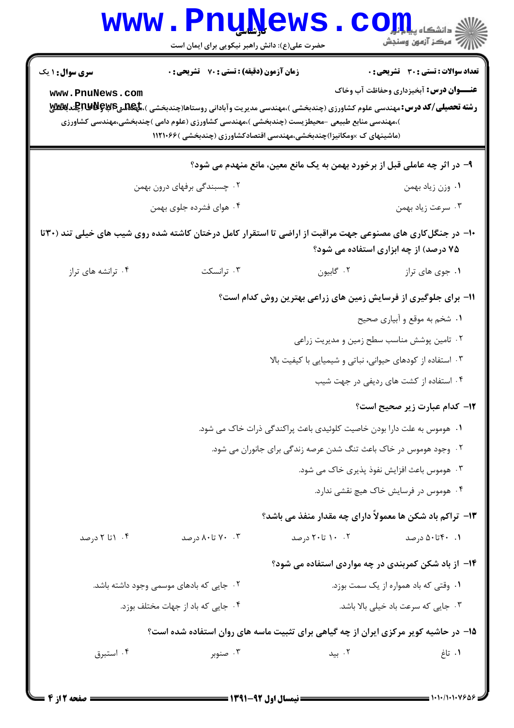**عنوان درس:** آبخیزداری وحفاظت آب وخاک

**رشته تحصیلی/کد درس:** مهندسی علوم کشاورزی (چندبخشی )،مهندسی مدیریت وآبادانی روستاها(چندبخشی )،مهندسی آب وخاک (چندبخشی )،مهندسی منابع طبیعی -محیطزیست (چندبخشی )،مهندسی کشاورزی (علوم دامی )چندبخشی،مهندسی کشاورزی (ماشینهای ک ×ومکانیزا)چندبخشی،مهندسی اقتصادکشاورزی (چندبخشی )۱۱۲۱۰۶۶

**سری سوال:** ۱ یک | **زمان آزمون (دقیقه) : تستی :** ۷۰ **تشریحی :** ۰ | **تعداد سوالات : تستی :** ۳۰ **تشریحی :** ۰

**۹- در اثر چه عاملی قبل از برخورد بهمن به یک مانع معین، مانع منهدم می شود؟**

۱. وزن زیاد بهمن

۲. چسبندگی برفهای درون بهمن

۳. سرعت زیاد بهمن

۴. هوای فشرده جلوی بهمن

**۱۰- در جنگل‌کاری های مصنوعی جهت مراقبت از اراضی تا استقرار کامل درختان کاشته شده روی شیب های خیلی تند (۳۰تا ۷۵ درصد) از چه ابزاری استفاده می شود؟**

۱. جوی های تراز

۲. گابیون

۳. ترانسکت

۴. ترانشه های تراز

**۱۱- برای جلوگیری از فرسایش زمین های زراعی بهترین روش کدام است؟**

۱. شخم به موقع و آبیاری صحیح

۲. تامین پوشش مناسب سطح زمین و مدیریت زراعی

۳. استفاده از کودهای حیوانی، نباتی و شیمیایی با کیفیت بالا

۴. استفاده از کشت های ردیفی در جهت شیب

**۱۲- کدام عبارت زیر صحیح است؟**

۱. هوموس به علت دارا بودن خاصیت کلوئیدی باعث پراکندگی ذرات خاک می شود.

۲. وجود هوموس در خاک باعث تنگ شدن عرصه زندگی برای جانوران می شود.

۳. هوموس باعث افزایش نفوذ پذیری خاک می شود.

۴. هوموس در فرسایش خاک هیچ نقشی ندارد.

**۱۳- تراکم باد شکن ها معمولاً دارای چه مقدار منفذ می باشد؟**

۱. ۴۰تا۵۰ درصد

۲. ۱۰ تا۲۰ درصد

۳. ۷۰ تا۸۰ درصد

۴. ۱تا ۲ درصد

**۱۴- از باد شکن کمربندی در چه مواردی استفاده می شود؟**

۱. وقتی که باد همواره از یک سمت بوزد.

۲. جایی که بادهای موسمی وجود داشته باشد.

۳. جایی که سرعت باد خیلی بالا باشد.

۴. جایی که باد از جهات مختلف بوزد.

**۱۵- در حاشیه کویر مرکزی ایران از چه گیاهی برای تثبیت ماسه های روان استفاده شده است؟**

۱. تاغ

۲. بید

۳. صنوبر

۴. استبرق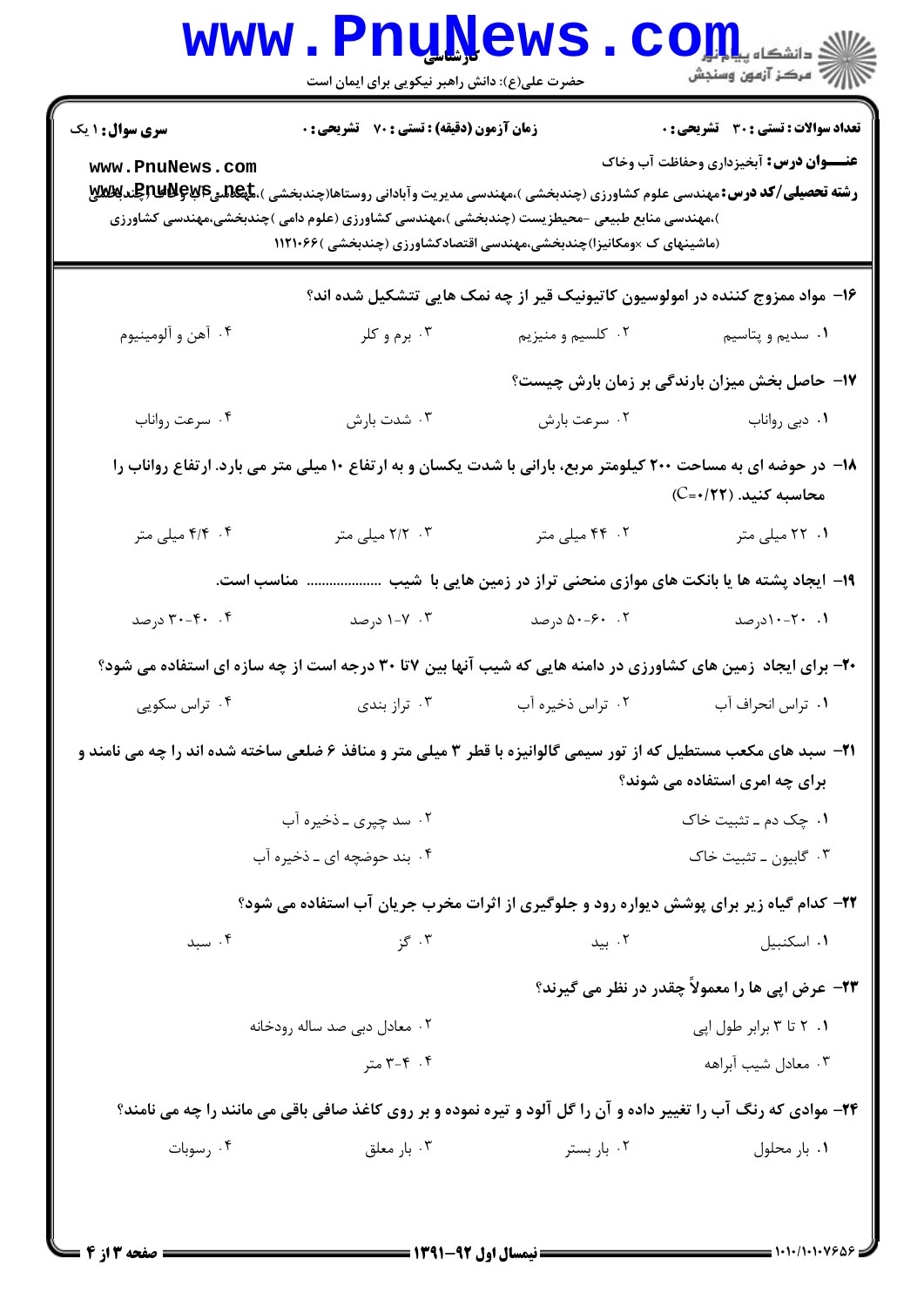**سری سوال:** ۱ یک
**زمان آزمون (دقیقه):** تستی: ۷۰ تشریحی: ۰
**تعداد سوالات:** تستی: ۳۰ تشریحی: ۰

**عنـــوان درس:** آبخیزداری وحفاظت آب وخاک

**رشته تحصیلی/کد درس:** مهندسی علوم کشاورزی (چندبخشی )،مهندسی مدیریت وآبادانی روستاها(چندبخشی )،مهندسی آب وخاک (چندبخشی )،مهندسی منابع طبیعی -محیطزیست (چندبخشی )،مهندسی کشاورزی (علوم دامی )چندبخشی،مهندسی کشاورزی (ماشینهای ک ×ومکانیزا)چندبخشی،مهندسی اقتصادکشاورزی (چندبخشی )۱۱۲۱۰۶۶

۱۶- مواد ممزوج کننده در امولوسیون کاتیونیک قیر از چه نمک هایی تشکیل شده اند؟

۱. سدیم و پتاسیم
۲. کلسیم و منیزیم
۳. برم و کلر
۴. آهن و آلومینیوم

۱۷- حاصل بخش میزان بارندگی بر زمان بارش چیست؟

۱. دبی رواناب
۲. سرعت بارش
۳. شدت بارش
۴. سرعت رواناب

۱۸- در حوضه ای به مساحت ۲۰۰ کیلومتر مربع، بارانی با شدت یکسان و به ارتفاع ۱۰ میلی متر می بارد. ارتفاع رواناب را محاسبه کنید. ($C=0/22$)

۱. ۲۲ میلی متر
۲. ۴۴ میلی متر
۳. ۲/۲ میلی متر
۴. ۴/۴ میلی متر

۱۹- ایجاد پشته ها یا بانکت های موازی منحنی تراز در زمین هایی با شیب .................... مناسب است.

۱. ۲۰-۱۰درصد
۲. ۶۰-۵۰ درصد
۳. ۷-۱ درصد
۴. ۴۰-۳۰ درصد

۲۰- برای ایجاد زمین های کشاورزی در دامنه هایی که شیب آنها بین ۷ تا ۳۰ درجه است از چه سازه ای استفاده می شود؟

۱. تراس انحراف آب
۲. تراس ذخیره آب
۳. تراز بندی
۴. تراس سکویی

۲۱- سبد های مکعب مستطیل که از تور سیمی گالوانیزه با قطر ۳ میلی متر و منافذ ۶ ضلعی ساخته شده اند را چه می نامند و برای چه امری استفاده می شوند؟

۱. چک دم ـ تثبیت خاک
۲. سد چپری ـ ذخیره آب
۳. گابیون ـ تثبیت خاک
۴. بند حوضچه ای ـ ذخیره آب

۲۲- کدام گیاه زیر برای پوشش دیواره رود و جلوگیری از اثرات مخرب جریان آب استفاده می شود؟

۱. اسکنبیل
۲. بید
۳. گز
۴. سبد

۲۳- عرض اپی ها را معمولاً چقدر در نظر می گیرند؟

۱. ۲ تا ۳ برابر طول اپی
۲. معادل دبی صد ساله رودخانه
۳. معادل شیب آبراهه
۴. ۴-۳ متر

۲۴- موادی که رنگ آب را تغییر داده و آن را گل آلود و تیره نموده و بر روی کاغذ صافی باقی می مانند را چه می نامند؟

۱. بار محلول
۲. بار بستر
۳. بار معلق
۴. رسوبات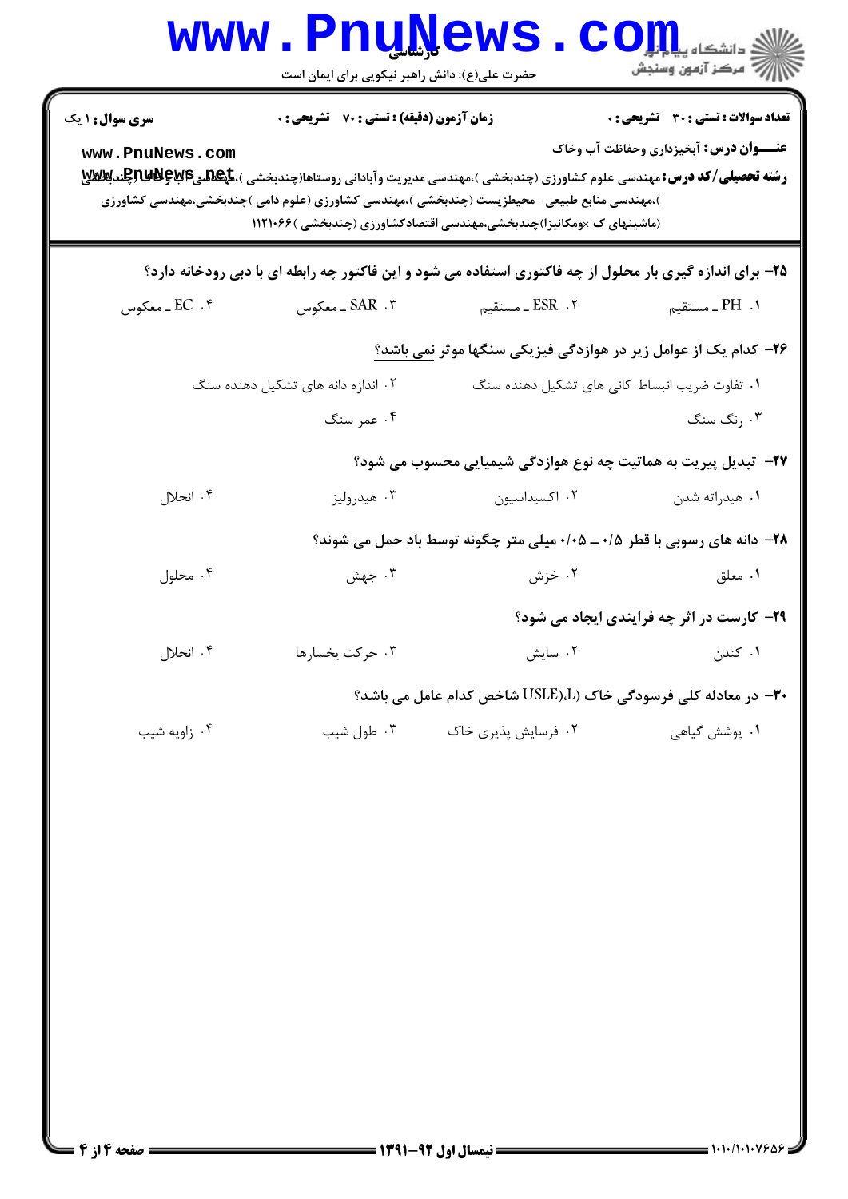**سری سوال:** ۱ یک

**زمان آزمون (دقیقه) : تستی : ۷۰ تشریحی : ۰**

**تعداد سوالات : تستی : ۳۰ تشریحی : ۰**

**عنـــوان درس:** آبخیزداری وحفاظت آب وخاک

**رشته تحصیلی/کد درس:** مهندسی علوم کشاورزی (چندبخشی )،مهندسی مدیریت وآبادانی روستاها(چندبخشی )،مهندسی آب وخاک (چندبخشی )،مهندسی منابع طبیعی -محیطزیست (چندبخشی )،مهندسی کشاورزی (علوم دامی )چندبخشی،مهندسی کشاورزی (ماشینهای ک ×ومکانیزا)چندبخشی،مهندسی اقتصادکشاورزی (چندبخشی )۱۱۲۱۰۶۶

**۲۵- برای اندازه گیری بار محلول از چه فاکتوری استفاده می شود و این فاکتور چه رابطه ای با دبی رودخانه دارد؟**

۱. PH ـ مستقیم
۲. ESR ـ مستقیم
۳. SAR ـ معکوس
۴. EC ـ معکوس

**۲۶- کدام یک از عوامل زیر در هوازدگی فیزیکی سنگها موثر نمی باشد؟**

۱. تفاوت ضریب انبساط کانی های تشکیل دهنده سنگ
۲. اندازه دانه های تشکیل دهنده سنگ
۳. رنگ سنگ
۴. عمر سنگ

**۲۷- تبدیل پیریت به هماتیت چه نوع هوازدگی شیمیایی محسوب می شود؟**

۱. هیدراته شدن
۲. اکسیداسیون
۳. هیدرولیز
۴. انحلال

**۲۸- دانه های رسوبی با قطر ۰/۵ ـ ۰/۰۵ میلی متر چگونه توسط باد حمل می شوند؟**

۱. معلق
۲. خزش
۳. جهش
۴. محلول

**۲۹- کارست در اثر چه فرایندی ایجاد می شود؟**

۱. کندن
۲. سایش
۳. حرکت یخسارها
۴. انحلال

**۳۰- در معادله کلی فرسودگی خاک (USLE)،L شاخص کدام عامل می باشد؟**

۱. پوشش گیاهی
۲. فرسایش پذیری خاک
۳. طول شیب
۴. زاویه شیب